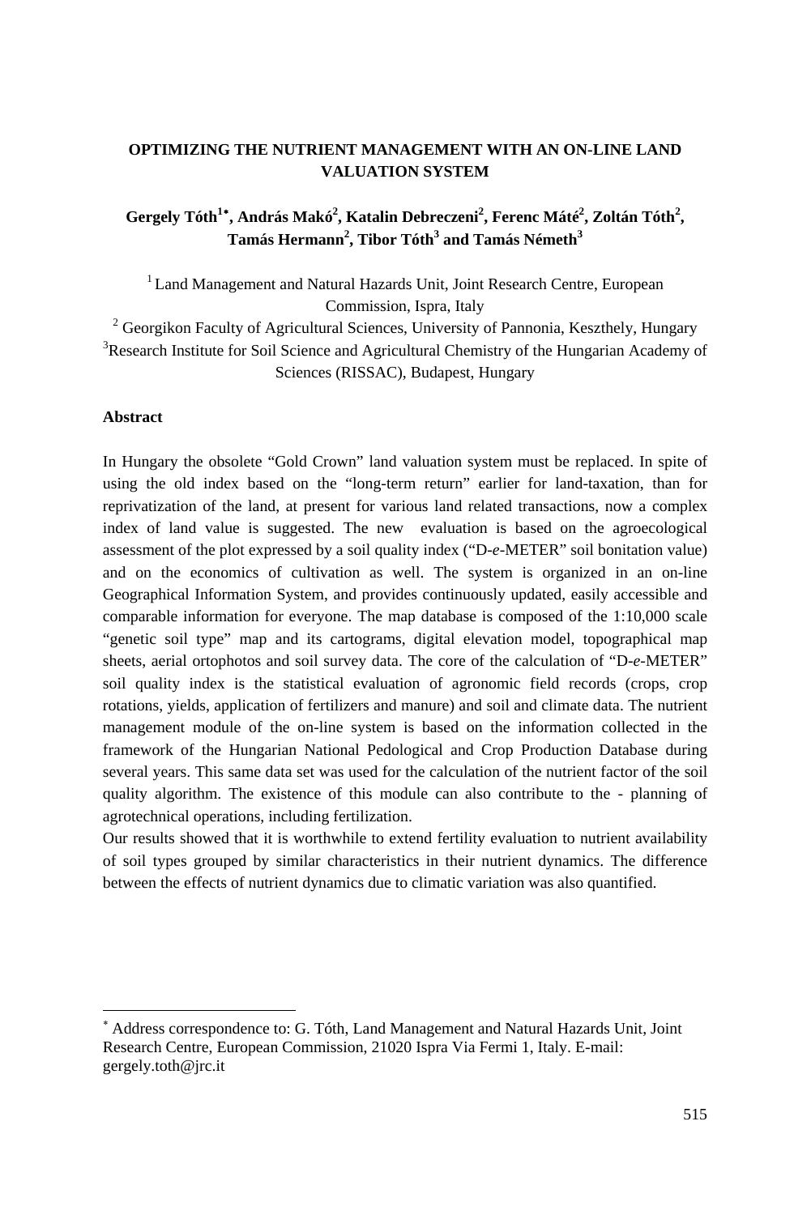# OPTIMIZING THE NUTRIENT MANAGEMENT WITH AN ON-LINE LAND VALUATION SYSTEM

**Gergely Tóth[1*], András Makó[2], Katalin Debreczeni[2], Ferenc Máté[2], Zoltán Tóth[2], Tamás Hermann[2], Tibor Tóth[3] and Tamás Németh[3]**

[1] Land Management and Natural Hazards Unit, Joint Research Centre, European Commission, Ispra, Italy

[2] Georgikon Faculty of Agricultural Sciences, University of Pannonia, Keszthely, Hungary

[3] Research Institute for Soil Science and Agricultural Chemistry of the Hungarian Academy of Sciences (RISSAC), Budapest, Hungary

## Abstract

In Hungary the obsolete "Gold Crown" land valuation system must be replaced. In spite of using the old index based on the "long-term return" earlier for land-taxation, than for reprivatization of the land, at present for various land related transactions, now a complex index of land value is suggested. The new evaluation is based on the agroecological assessment of the plot expressed by a soil quality index ("D-*e*-METER" soil bonitation value) and on the economics of cultivation as well. The system is organized in an on-line Geographical Information System, and provides continuously updated, easily accessible and comparable information for everyone. The map database is composed of the 1:10,000 scale "genetic soil type" map and its cartograms, digital elevation model, topographical map sheets, aerial ortophotos and soil survey data. The core of the calculation of "D-*e*-METER" soil quality index is the statistical evaluation of agronomic field records (crops, crop rotations, yields, application of fertilizers and manure) and soil and climate data. The nutrient management module of the on-line system is based on the information collected in the framework of the Hungarian National Pedological and Crop Production Database during several years. This same data set was used for the calculation of the nutrient factor of the soil quality algorithm. The existence of this module can also contribute to the - planning of agrotechnical operations, including fertilization.

Our results showed that it is worthwhile to extend fertility evaluation to nutrient availability of soil types grouped by similar characteristics in their nutrient dynamics. The difference between the effects of nutrient dynamics due to climatic variation was also quantified.

---

[*] Address correspondence to: G. Tóth, Land Management and Natural Hazards Unit, Joint Research Centre, European Commission, 21020 Ispra Via Fermi 1, Italy. E-mail: gergely.toth@jrc.it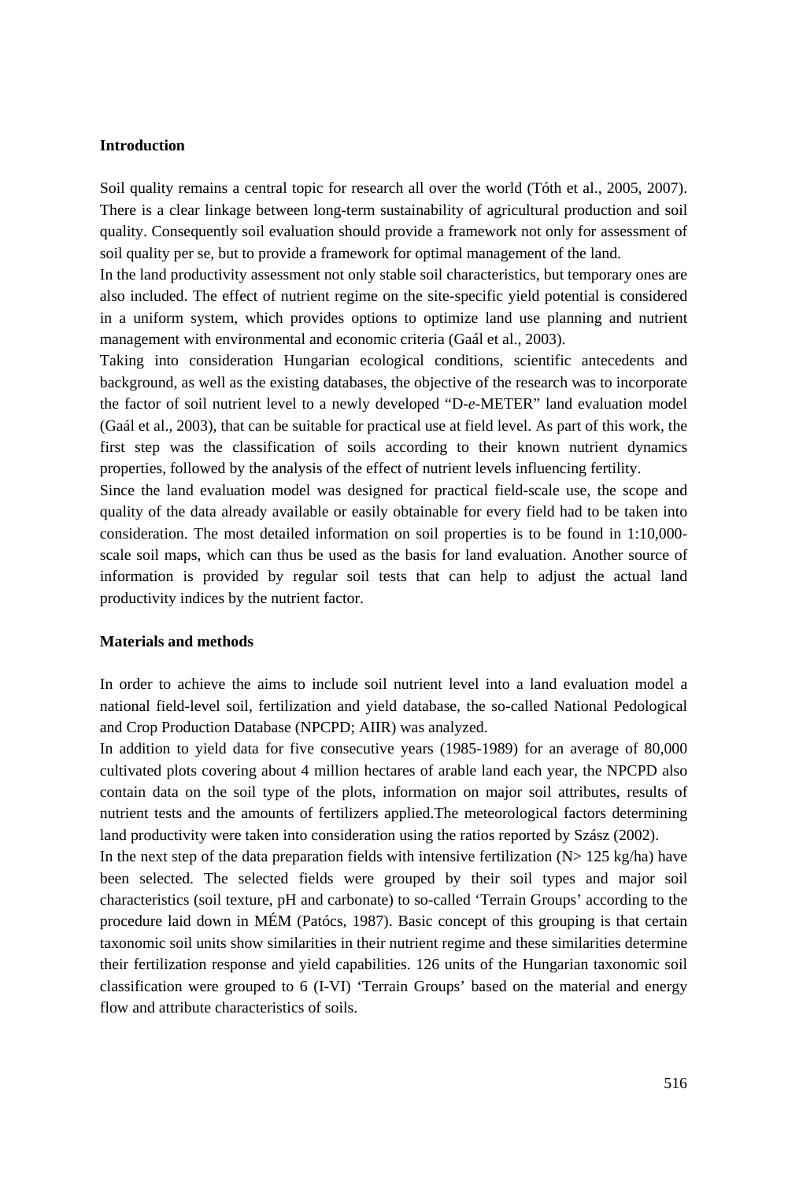## Introduction

Soil quality remains a central topic for research all over the world (Tóth et al., 2005, 2007). There is a clear linkage between long-term sustainability of agricultural production and soil quality. Consequently soil evaluation should provide a framework not only for assessment of soil quality per se, but to provide a framework for optimal management of the land.

In the land productivity assessment not only stable soil characteristics, but temporary ones are also included. The effect of nutrient regime on the site-specific yield potential is considered in a uniform system, which provides options to optimize land use planning and nutrient management with environmental and economic criteria (Gaál et al., 2003).

Taking into consideration Hungarian ecological conditions, scientific antecedents and background, as well as the existing databases, the objective of the research was to incorporate the factor of soil nutrient level to a newly developed "D-*e*-METER" land evaluation model (Gaál et al., 2003), that can be suitable for practical use at field level. As part of this work, the first step was the classification of soils according to their known nutrient dynamics properties, followed by the analysis of the effect of nutrient levels influencing fertility.

Since the land evaluation model was designed for practical field-scale use, the scope and quality of the data already available or easily obtainable for every field had to be taken into consideration. The most detailed information on soil properties is to be found in 1:10,000-scale soil maps, which can thus be used as the basis for land evaluation. Another source of information is provided by regular soil tests that can help to adjust the actual land productivity indices by the nutrient factor.

## Materials and methods

In order to achieve the aims to include soil nutrient level into a land evaluation model a national field-level soil, fertilization and yield database, the so-called National Pedological and Crop Production Database (NPCPD; AIIR) was analyzed.

In addition to yield data for five consecutive years (1985-1989) for an average of 80,000 cultivated plots covering about 4 million hectares of arable land each year, the NPCPD also contain data on the soil type of the plots, information on major soil attributes, results of nutrient tests and the amounts of fertilizers applied.The meteorological factors determining land productivity were taken into consideration using the ratios reported by Szász (2002).

In the next step of the data preparation fields with intensive fertilization (N> 125 kg/ha) have been selected. The selected fields were grouped by their soil types and major soil characteristics (soil texture, pH and carbonate) to so-called 'Terrain Groups' according to the procedure laid down in MÉM (Patócs, 1987). Basic concept of this grouping is that certain taxonomic soil units show similarities in their nutrient regime and these similarities determine their fertilization response and yield capabilities. 126 units of the Hungarian taxonomic soil classification were grouped to 6 (I-VI) 'Terrain Groups' based on the material and energy flow and attribute characteristics of soils.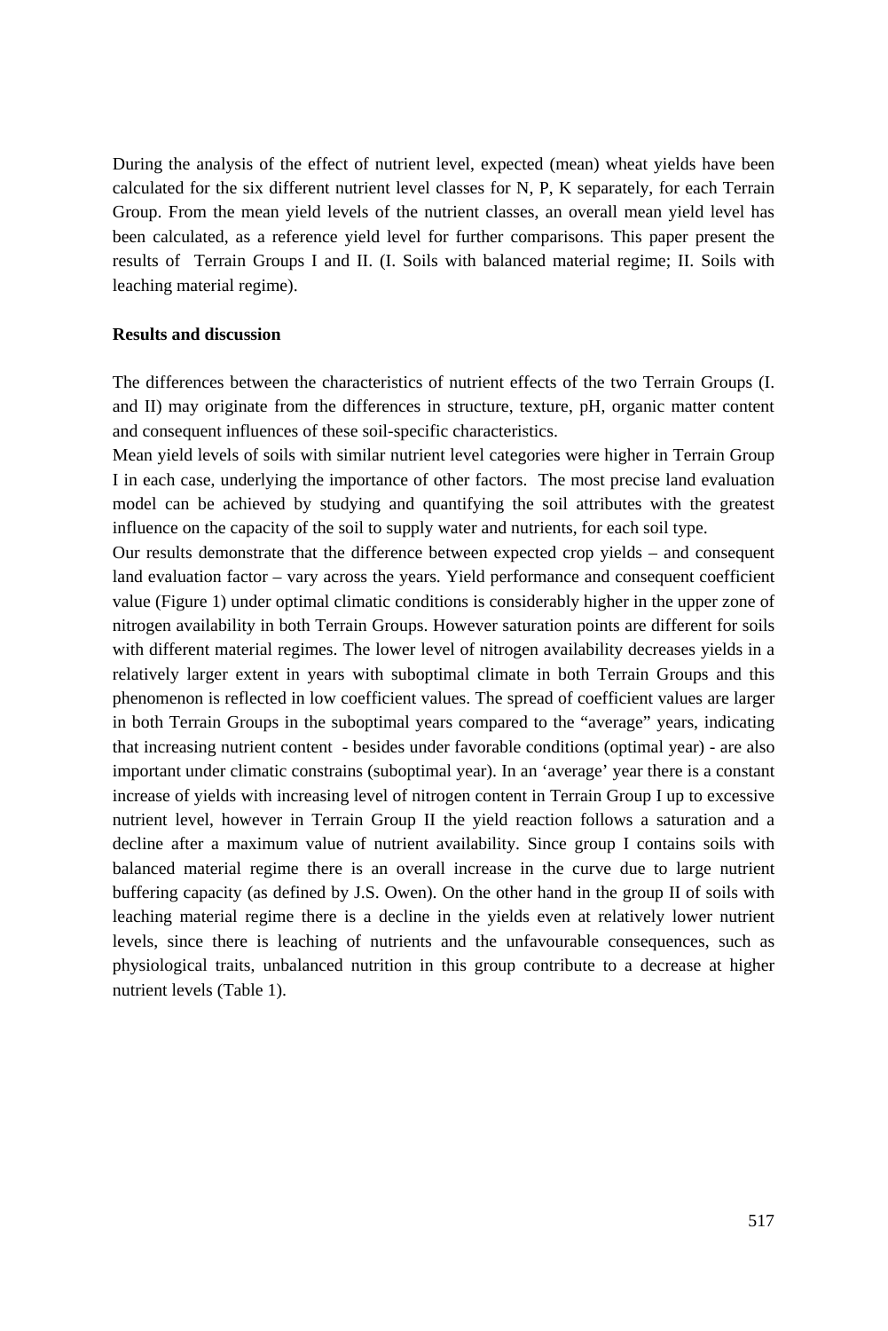During the analysis of the effect of nutrient level, expected (mean) wheat yields have been calculated for the six different nutrient level classes for N, P, K separately, for each Terrain Group. From the mean yield levels of the nutrient classes, an overall mean yield level has been calculated, as a reference yield level for further comparisons. This paper present the results of Terrain Groups I and II. (I. Soils with balanced material regime; II. Soils with leaching material regime).

**Results and discussion**

The differences between the characteristics of nutrient effects of the two Terrain Groups (I. and II) may originate from the differences in structure, texture, pH, organic matter content and consequent influences of these soil-specific characteristics.

Mean yield levels of soils with similar nutrient level categories were higher in Terrain Group I in each case, underlying the importance of other factors. The most precise land evaluation model can be achieved by studying and quantifying the soil attributes with the greatest influence on the capacity of the soil to supply water and nutrients, for each soil type.

Our results demonstrate that the difference between expected crop yields – and consequent land evaluation factor – vary across the years. Yield performance and consequent coefficient value (Figure 1) under optimal climatic conditions is considerably higher in the upper zone of nitrogen availability in both Terrain Groups. However saturation points are different for soils with different material regimes. The lower level of nitrogen availability decreases yields in a relatively larger extent in years with suboptimal climate in both Terrain Groups and this phenomenon is reflected in low coefficient values. The spread of coefficient values are larger in both Terrain Groups in the suboptimal years compared to the "average" years, indicating that increasing nutrient content - besides under favorable conditions (optimal year) - are also important under climatic constrains (suboptimal year). In an 'average' year there is a constant increase of yields with increasing level of nitrogen content in Terrain Group I up to excessive nutrient level, however in Terrain Group II the yield reaction follows a saturation and a decline after a maximum value of nutrient availability. Since group I contains soils with balanced material regime there is an overall increase in the curve due to large nutrient buffering capacity (as defined by J.S. Owen). On the other hand in the group II of soils with leaching material regime there is a decline in the yields even at relatively lower nutrient levels, since there is leaching of nutrients and the unfavourable consequences, such as physiological traits, unbalanced nutrition in this group contribute to a decrease at higher nutrient levels (Table 1).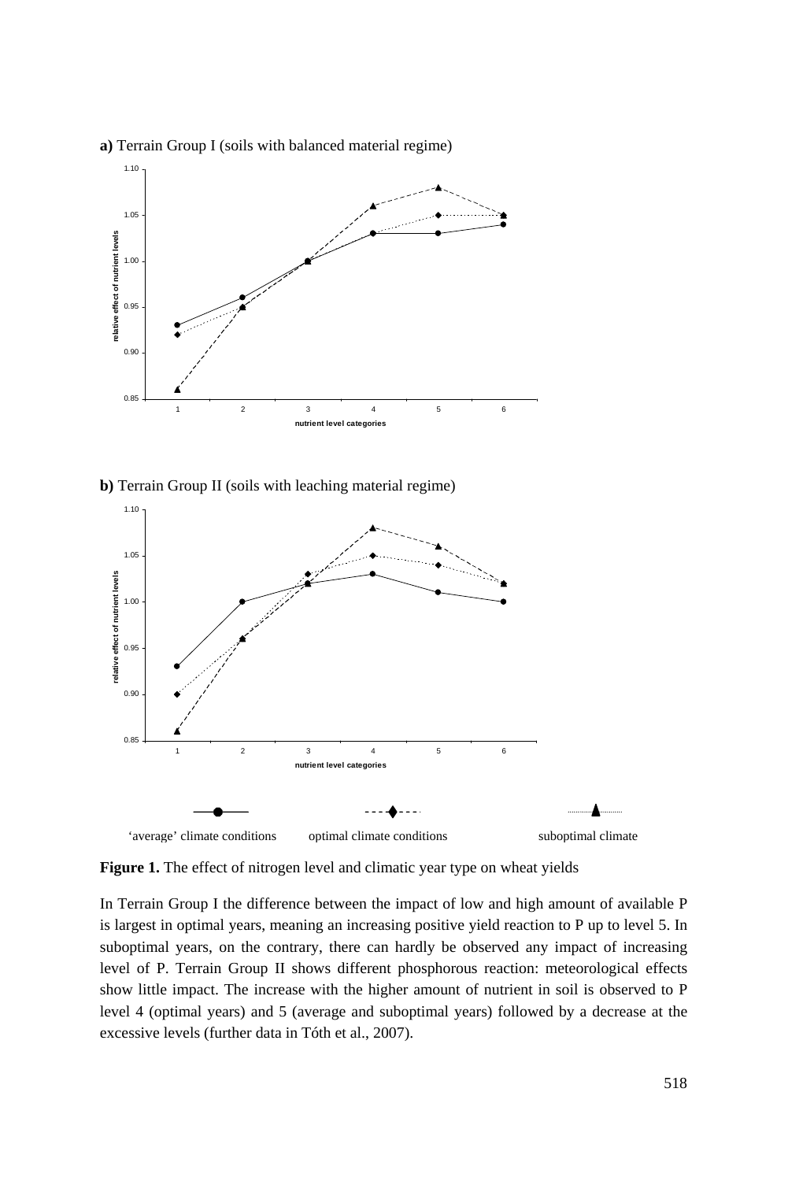**a)** Terrain Group I (soils with balanced material regime)

**b)** Terrain Group II (soils with leaching material regime)

'average' climate conditions optimal climate conditions suboptimal climate

**Figure 1.** The effect of nitrogen level and climatic year type on wheat yields

In Terrain Group I the difference between the impact of low and high amount of available P is largest in optimal years, meaning an increasing positive yield reaction to P up to level 5. In suboptimal years, on the contrary, there can hardly be observed any impact of increasing level of P. Terrain Group II shows different phosphorous reaction: meteorological effects show little impact. The increase with the higher amount of nutrient in soil is observed to P level 4 (optimal years) and 5 (average and suboptimal years) followed by a decrease at the excessive levels (further data in Tóth et al., 2007).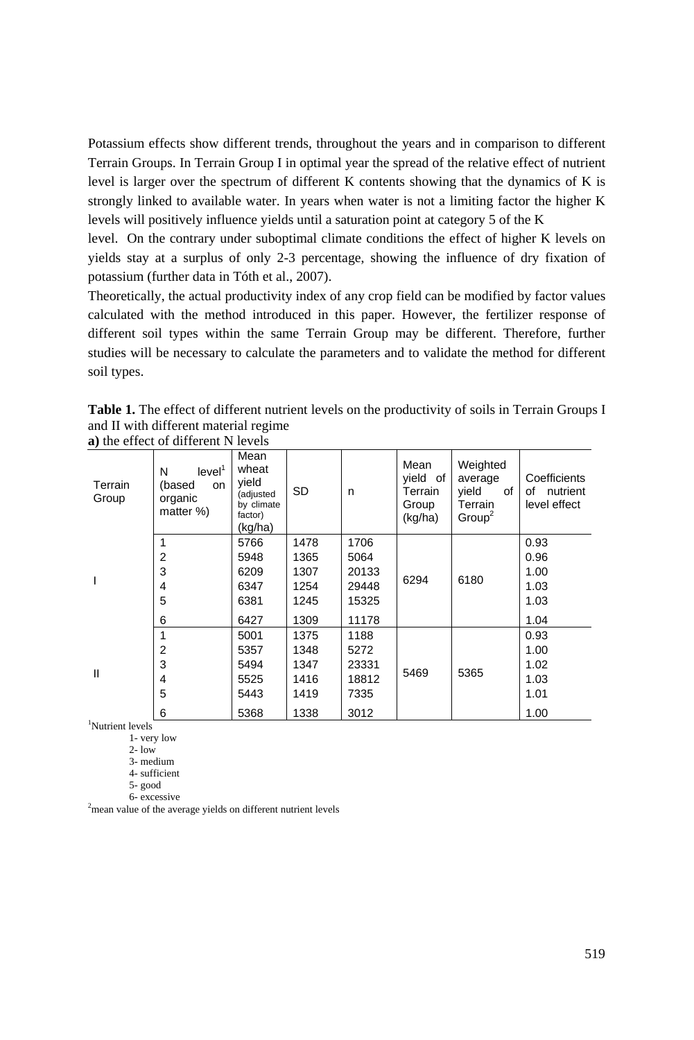Potassium effects show different trends, throughout the years and in comparison to different Terrain Groups. In Terrain Group I in optimal year the spread of the relative effect of nutrient level is larger over the spectrum of different K contents showing that the dynamics of K is strongly linked to available water. In years when water is not a limiting factor the higher K levels will positively influence yields until a saturation point at category 5 of the K level. On the contrary under suboptimal climate conditions the effect of higher K levels on yields stay at a surplus of only 2-3 percentage, showing the influence of dry fixation of potassium (further data in Tóth et al., 2007).

Theoretically, the actual productivity index of any crop field can be modified by factor values calculated with the method introduced in this paper. However, the fertilizer response of different soil types within the same Terrain Group may be different. Therefore, further studies will be necessary to calculate the parameters and to validate the method for different soil types.

**Table 1.** The effect of different nutrient levels on the productivity of soils in Terrain Groups I and II with different material regime

**a)** the effect of different N levels

| Terrain Group | N level[1] (based on organic matter %) | Mean wheat yield (adjusted by climate factor) (kg/ha) | SD | n | Mean yield of Terrain Group (kg/ha) | Weighted average yield of Terrain Group[2] | Coefficients of nutrient level effect |
|---|---|---|---|---|---|---|---|
| I | 1 | 5766 | 1478 | 1706 | 6294 | 6180 | 0.93 |
| | 2 | 5948 | 1365 | 5064 | | | 0.96 |
| | 3 | 6209 | 1307 | 20133 | | | 1.00 |
| | 4 | 6347 | 1254 | 29448 | | | 1.03 |
| | 5 | 6381 | 1245 | 15325 | | | 1.03 |
| | 6 | 6427 | 1309 | 11178 | | | 1.04 |
| II | 1 | 5001 | 1375 | 1188 | 5469 | 5365 | 0.93 |
| | 2 | 5357 | 1348 | 5272 | | | 1.00 |
| | 3 | 5494 | 1347 | 23331 | | | 1.02 |
| | 4 | 5525 | 1416 | 18812 | | | 1.03 |
| | 5 | 5443 | 1419 | 7335 | | | 1.01 |
| | 6 | 5368 | 1338 | 3012 | | | 1.00 |

[1]Nutrient levels

1- very low
2- low
3- medium
4- sufficient
5- good
6- excessive

[2]mean value of the average yields on different nutrient levels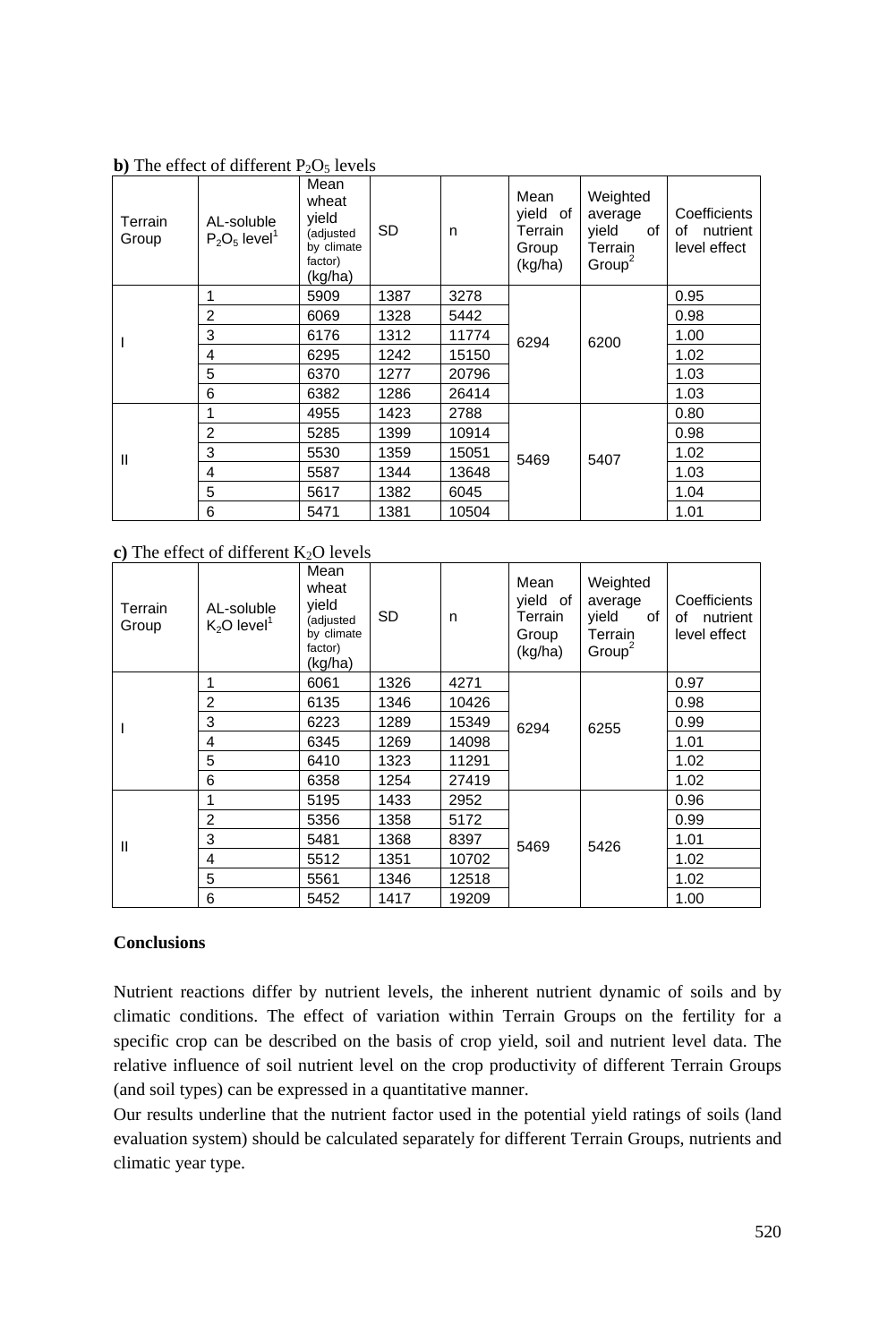**b)** The effect of different $P_2O_5$ levels

| Terrain Group | AL-soluble $P_2O_5$ level[1] | Mean wheat yield (adjusted by climate factor) (kg/ha) | SD | n | Mean yield of Terrain Group (kg/ha) | Weighted average yield of Terrain Group[2] | Coefficients of nutrient level effect |
|---|---|---|---|---|---|---|---|
| I | 1 | 5909 | 1387 | 3278 | 6294 | 6200 | 0.95 |
| | 2 | 6069 | 1328 | 5442 | | | 0.98 |
| | 3 | 6176 | 1312 | 11774 | | | 1.00 |
| | 4 | 6295 | 1242 | 15150 | | | 1.02 |
| | 5 | 6370 | 1277 | 20796 | | | 1.03 |
| | 6 | 6382 | 1286 | 26414 | | | 1.03 |
| II | 1 | 4955 | 1423 | 2788 | 5469 | 5407 | 0.80 |
| | 2 | 5285 | 1399 | 10914 | | | 0.98 |
| | 3 | 5530 | 1359 | 15051 | | | 1.02 |
| | 4 | 5587 | 1344 | 13648 | | | 1.03 |
| | 5 | 5617 | 1382 | 6045 | | | 1.04 |
| | 6 | 5471 | 1381 | 10504 | | | 1.01 |

**c)** The effect of different $K_2O$ levels

| Terrain Group | AL-soluble $K_2O$ level[1] | Mean wheat yield (adjusted by climate factor) (kg/ha) | SD | n | Mean yield of Terrain Group (kg/ha) | Weighted average yield of Terrain Group[2] | Coefficients of nutrient level effect |
|---|---|---|---|---|---|---|---|
| I | 1 | 6061 | 1326 | 4271 | 6294 | 6255 | 0.97 |
| | 2 | 6135 | 1346 | 10426 | | | 0.98 |
| | 3 | 6223 | 1289 | 15349 | | | 0.99 |
| | 4 | 6345 | 1269 | 14098 | | | 1.01 |
| | 5 | 6410 | 1323 | 11291 | | | 1.02 |
| | 6 | 6358 | 1254 | 27419 | | | 1.02 |
| II | 1 | 5195 | 1433 | 2952 | 5469 | 5426 | 0.96 |
| | 2 | 5356 | 1358 | 5172 | | | 0.99 |
| | 3 | 5481 | 1368 | 8397 | | | 1.01 |
| | 4 | 5512 | 1351 | 10702 | | | 1.02 |
| | 5 | 5561 | 1346 | 12518 | | | 1.02 |
| | 6 | 5452 | 1417 | 19209 | | | 1.00 |

## Conclusions

Nutrient reactions differ by nutrient levels, the inherent nutrient dynamic of soils and by climatic conditions. The effect of variation within Terrain Groups on the fertility for a specific crop can be described on the basis of crop yield, soil and nutrient level data. The relative influence of soil nutrient level on the crop productivity of different Terrain Groups (and soil types) can be expressed in a quantitative manner.

Our results underline that the nutrient factor used in the potential yield ratings of soils (land evaluation system) should be calculated separately for different Terrain Groups, nutrients and climatic year type.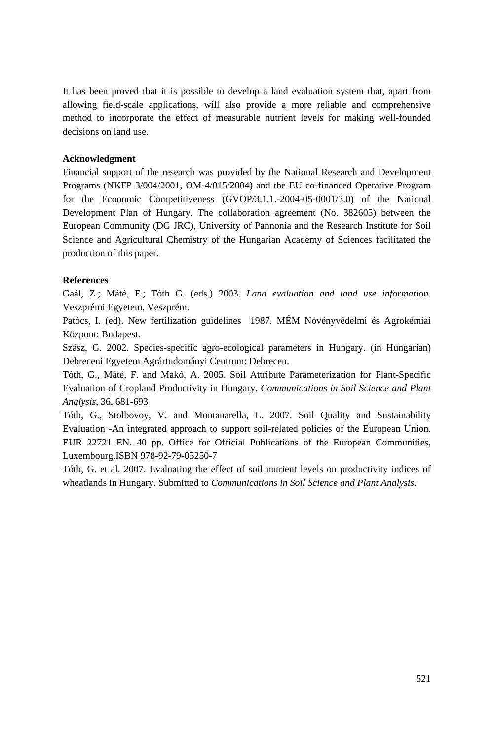It has been proved that it is possible to develop a land evaluation system that, apart from allowing field-scale applications, will also provide a more reliable and comprehensive method to incorporate the effect of measurable nutrient levels for making well-founded decisions on land use.

**Acknowledgment**

Financial support of the research was provided by the National Research and Development Programs (NKFP 3/004/2001, OM-4/015/2004) and the EU co-financed Operative Program for the Economic Competitiveness (GVOP/3.1.1.-2004-05-0001/3.0) of the National Development Plan of Hungary. The collaboration agreement (No. 382605) between the European Community (DG JRC), University of Pannonia and the Research Institute for Soil Science and Agricultural Chemistry of the Hungarian Academy of Sciences facilitated the production of this paper.

**References**

Gaál, Z.; Máté, F.; Tóth G. (eds.) 2003. *Land evaluation and land use information*. Veszprémi Egyetem, Veszprém.

Patócs, I. (ed). New fertilization guidelines 1987. MÉM Növényvédelmi és Agrokémiai Központ: Budapest.

Szász, G. 2002. Species-specific agro-ecological parameters in Hungary. (in Hungarian) Debreceni Egyetem Agrártudományi Centrum: Debrecen.

Tóth, G., Máté, F. and Makó, A. 2005. Soil Attribute Parameterization for Plant-Specific Evaluation of Cropland Productivity in Hungary. *Communications in Soil Science and Plant Analysis*, 36, 681-693

Tóth, G., Stolbovoy, V. and Montanarella, L. 2007. Soil Quality and Sustainability Evaluation -An integrated approach to support soil-related policies of the European Union. EUR 22721 EN. 40 pp. Office for Official Publications of the European Communities, Luxembourg.ISBN 978-92-79-05250-7

Tóth, G. et al. 2007. Evaluating the effect of soil nutrient levels on productivity indices of wheatlands in Hungary. Submitted to *Communications in Soil Science and Plant Analysis*.